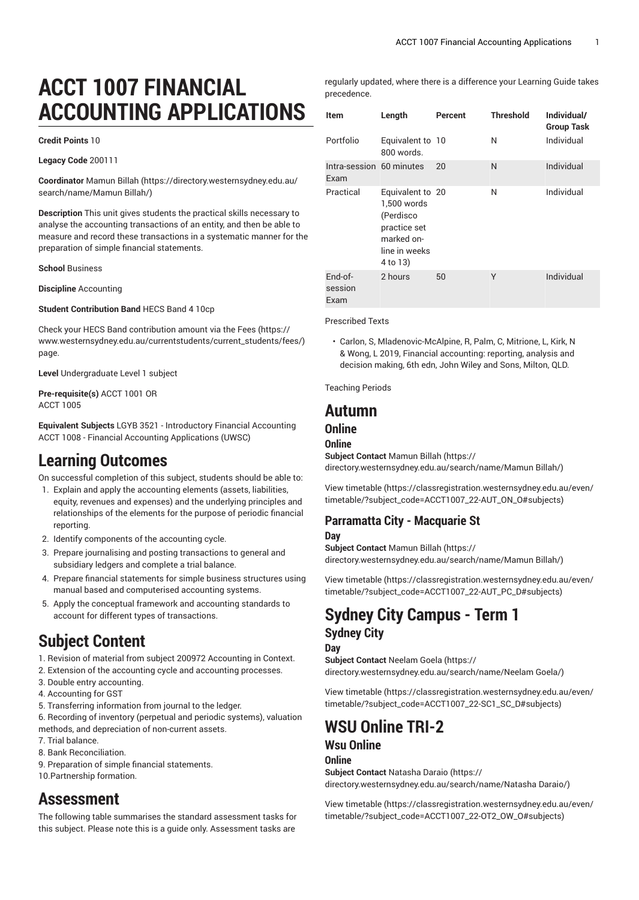# ACCT 1007 FINANCIAL ACCOUNTING APPLICATIONS

**Credit Points** 10

**Legacy Code** 200111

**Coordinator** Mamun Billah (https://directory.westernsydney.edu.au/search/name/Mamun Billah/)

**Description** This unit gives students the practical skills necessary to analyse the accounting transactions of an entity, and then be able to measure and record these transactions in a systematic manner for the preparation of simple financial statements.

**School** Business

**Discipline** Accounting

**Student Contribution Band** HECS Band 4 10cp

Check your HECS Band contribution amount via the Fees (https://www.westernsydney.edu.au/currentstudents/current_students/fees/) page.

**Level** Undergraduate Level 1 subject

**Pre-requisite(s)** ACCT 1001 OR
ACCT 1005

**Equivalent Subjects** LGYB 3521 - Introductory Financial Accounting
ACCT 1008 - Financial Accounting Applications (UWSC)

## Learning Outcomes

On successful completion of this subject, students should be able to:

1. Explain and apply the accounting elements (assets, liabilities, equity, revenues and expenses) and the underlying principles and relationships of the elements for the purpose of periodic financial reporting.
2. Identify components of the accounting cycle.
3. Prepare journalising and posting transactions to general and subsidiary ledgers and complete a trial balance.
4. Prepare financial statements for simple business structures using manual based and computerised accounting systems.
5. Apply the conceptual framework and accounting standards to account for different types of transactions.

## Subject Content

1. Revision of material from subject 200972 Accounting in Context.
2. Extension of the accounting cycle and accounting processes.
3. Double entry accounting.
4. Accounting for GST
5. Transferring information from journal to the ledger.
6. Recording of inventory (perpetual and periodic systems), valuation methods, and depreciation of non-current assets.
7. Trial balance.
8. Bank Reconciliation.
9. Preparation of simple financial statements.
10.Partnership formation.

## Assessment

The following table summarises the standard assessment tasks for this subject. Please note this is a guide only. Assessment tasks are regularly updated, where there is a difference your Learning Guide takes precedence.

| Item | Length | Percent | Threshold | Individual/ Group Task |
|---|---|---|---|---|
| Portfolio | Equivalent to 800 words. | 10 | N | Individual |
| Intra-session Exam | 60 minutes | 20 | N | Individual |
| Practical | Equivalent to 1,500 words (Perdisco practice set marked on-line in weeks 4 to 13) | 20 | N | Individual |
| End-of-session Exam | 2 hours | 50 | Y | Individual |

Prescribed Texts

- Carlon, S, Mladenovic-McAlpine, R, Palm, C, Mitrione, L, Kirk, N & Wong, L 2019, Financial accounting: reporting, analysis and decision making, 6th edn, John Wiley and Sons, Milton, QLD.

Teaching Periods

# Autumn

## Online

### Online

**Subject Contact** Mamun Billah (https://directory.westernsydney.edu.au/search/name/Mamun Billah/)

View timetable (https://classregistration.westernsydney.edu.au/even/timetable/?subject_code=ACCT1007_22-AUT_ON_O#subjects)

## Parramatta City - Macquarie St

### Day

**Subject Contact** Mamun Billah (https://directory.westernsydney.edu.au/search/name/Mamun Billah/)

View timetable (https://classregistration.westernsydney.edu.au/even/timetable/?subject_code=ACCT1007_22-AUT_PC_D#subjects)

# Sydney City Campus - Term 1

## Sydney City

### Day

**Subject Contact** Neelam Goela (https://directory.westernsydney.edu.au/search/name/Neelam Goela/)

View timetable (https://classregistration.westernsydney.edu.au/even/timetable/?subject_code=ACCT1007_22-SC1_SC_D#subjects)

# WSU Online TRI-2

## Wsu Online

### Online

**Subject Contact** Natasha Daraio (https://directory.westernsydney.edu.au/search/name/Natasha Daraio/)

View timetable (https://classregistration.westernsydney.edu.au/even/timetable/?subject_code=ACCT1007_22-OT2_OW_O#subjects)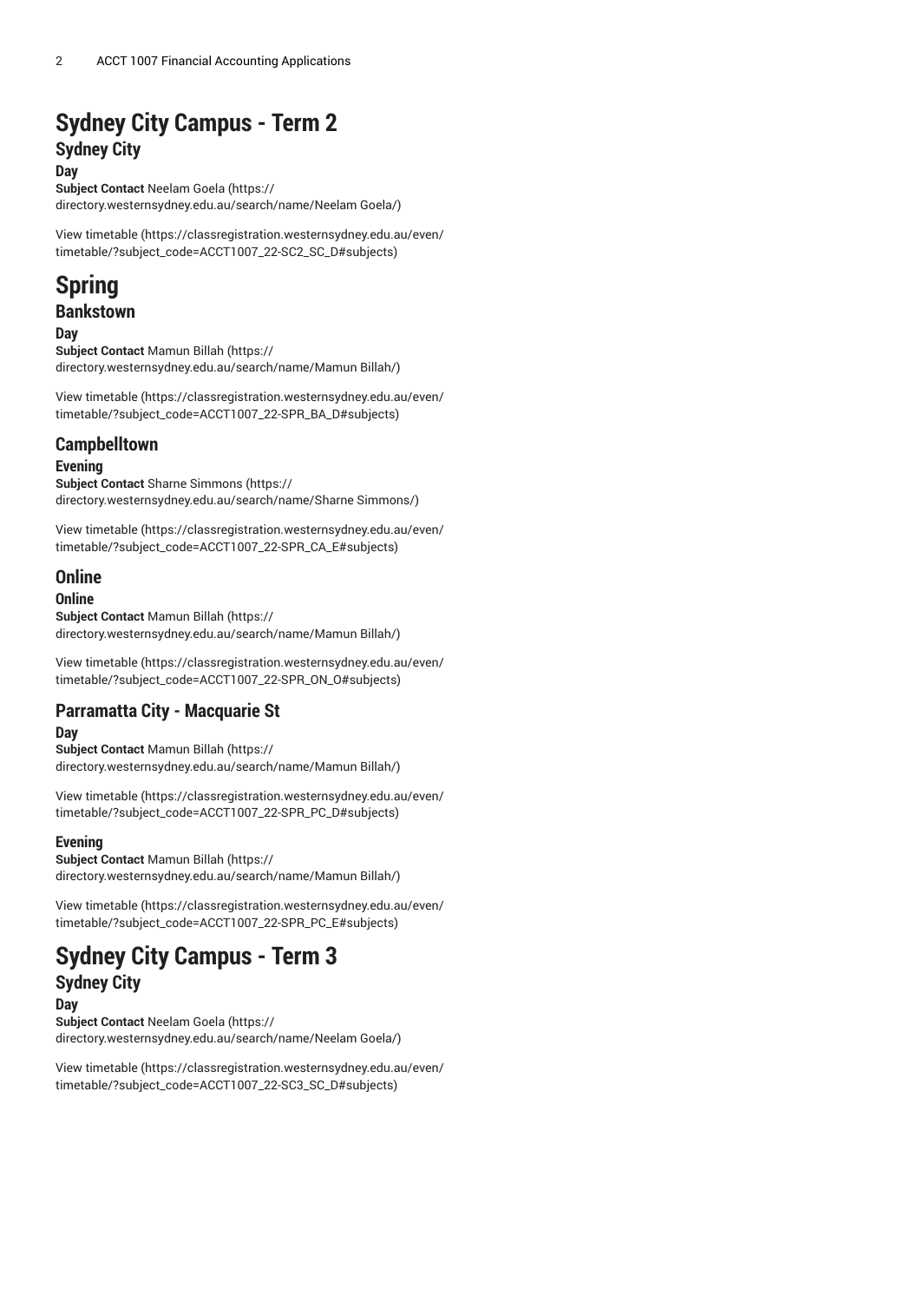# Sydney City Campus - Term 2

## Sydney City

### Day

**Subject Contact** Neelam Goela (https://directory.westernsydney.edu.au/search/name/Neelam Goela/)

View timetable (https://classregistration.westernsydney.edu.au/even/timetable/?subject_code=ACCT1007_22-SC2_SC_D#subjects)

# Spring

## Bankstown

### Day

**Subject Contact** Mamun Billah (https://directory.westernsydney.edu.au/search/name/Mamun Billah/)

View timetable (https://classregistration.westernsydney.edu.au/even/timetable/?subject_code=ACCT1007_22-SPR_BA_D#subjects)

## Campbelltown

### Evening

**Subject Contact** Sharne Simmons (https://directory.westernsydney.edu.au/search/name/Sharne Simmons/)

View timetable (https://classregistration.westernsydney.edu.au/even/timetable/?subject_code=ACCT1007_22-SPR_CA_E#subjects)

## Online

### Online

**Subject Contact** Mamun Billah (https://directory.westernsydney.edu.au/search/name/Mamun Billah/)

View timetable (https://classregistration.westernsydney.edu.au/even/timetable/?subject_code=ACCT1007_22-SPR_ON_O#subjects)

## Parramatta City - Macquarie St

### Day

**Subject Contact** Mamun Billah (https://directory.westernsydney.edu.au/search/name/Mamun Billah/)

View timetable (https://classregistration.westernsydney.edu.au/even/timetable/?subject_code=ACCT1007_22-SPR_PC_D#subjects)

### Evening

**Subject Contact** Mamun Billah (https://directory.westernsydney.edu.au/search/name/Mamun Billah/)

View timetable (https://classregistration.westernsydney.edu.au/even/timetable/?subject_code=ACCT1007_22-SPR_PC_E#subjects)

# Sydney City Campus - Term 3

## Sydney City

### Day

**Subject Contact** Neelam Goela (https://directory.westernsydney.edu.au/search/name/Neelam Goela/)

View timetable (https://classregistration.westernsydney.edu.au/even/timetable/?subject_code=ACCT1007_22-SC3_SC_D#subjects)